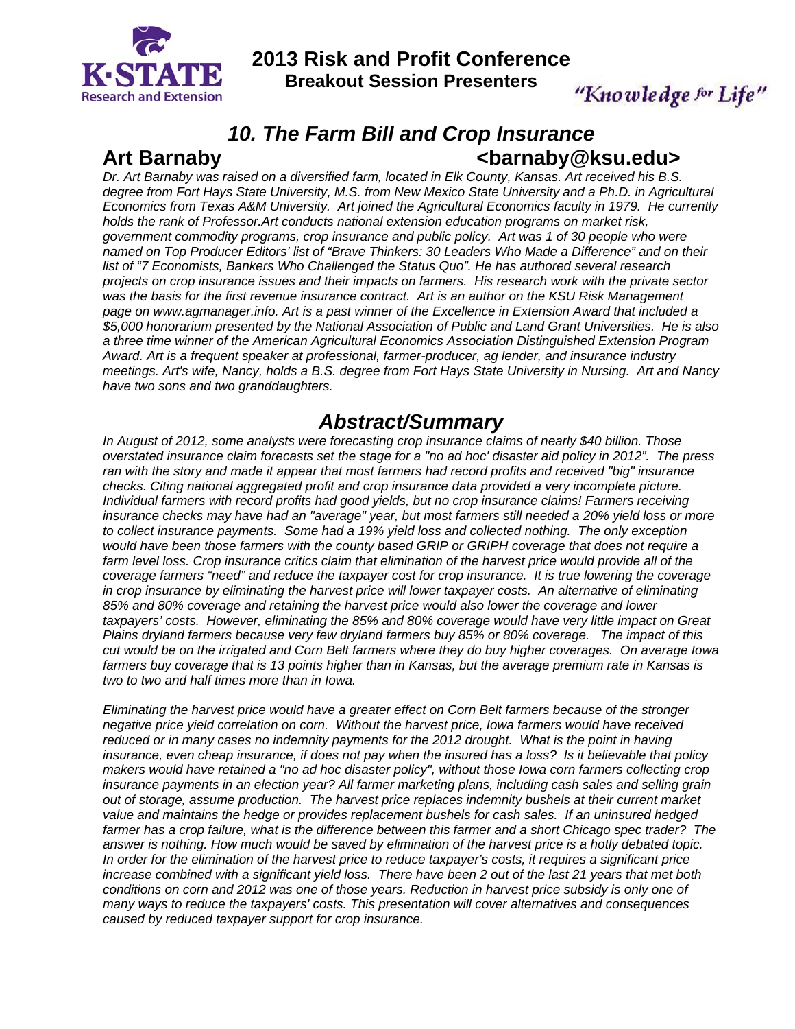# 2013 Risk and Profit Conference

## Breakout Session Presenters

"Knowledge for Life"

## *10. The Farm Bill and Crop Insurance*

**Art Barnaby** **<barnaby@ksu.edu>**

*Dr. Art Barnaby was raised on a diversified farm, located in Elk County, Kansas. Art received his B.S. degree from Fort Hays State University, M.S. from New Mexico State University and a Ph.D. in Agricultural Economics from Texas A&M University. Art joined the Agricultural Economics faculty in 1979. He currently holds the rank of Professor.Art conducts national extension education programs on market risk, government commodity programs, crop insurance and public policy. Art was 1 of 30 people who were named on Top Producer Editors' list of "Brave Thinkers: 30 Leaders Who Made a Difference" and on their list of "7 Economists, Bankers Who Challenged the Status Quo". He has authored several research projects on crop insurance issues and their impacts on farmers. His research work with the private sector was the basis for the first revenue insurance contract. Art is an author on the KSU Risk Management page on www.agmanager.info. Art is a past winner of the Excellence in Extension Award that included a $5,000 honorarium presented by the National Association of Public and Land Grant Universities. He is also a three time winner of the American Agricultural Economics Association Distinguished Extension Program Award. Art is a frequent speaker at professional, farmer-producer, ag lender, and insurance industry meetings. Art's wife, Nancy, holds a B.S. degree from Fort Hays State University in Nursing. Art and Nancy have two sons and two granddaughters.*

## *Abstract/Summary*

*In August of 2012, some analysts were forecasting crop insurance claims of nearly $40 billion. Those overstated insurance claim forecasts set the stage for a "no ad hoc' disaster aid policy in 2012". The press ran with the story and made it appear that most farmers had record profits and received "big" insurance checks. Citing national aggregated profit and crop insurance data provided a very incomplete picture. Individual farmers with record profits had good yields, but no crop insurance claims! Farmers receiving insurance checks may have had an "average" year, but most farmers still needed a 20% yield loss or more to collect insurance payments. Some had a 19% yield loss and collected nothing. The only exception would have been those farmers with the county based GRIP or GRIPH coverage that does not require a farm level loss. Crop insurance critics claim that elimination of the harvest price would provide all of the coverage farmers "need" and reduce the taxpayer cost for crop insurance. It is true lowering the coverage in crop insurance by eliminating the harvest price will lower taxpayer costs. An alternative of eliminating 85% and 80% coverage and retaining the harvest price would also lower the coverage and lower taxpayers' costs. However, eliminating the 85% and 80% coverage would have very little impact on Great Plains dryland farmers because very few dryland farmers buy 85% or 80% coverage. The impact of this cut would be on the irrigated and Corn Belt farmers where they do buy higher coverages. On average Iowa farmers buy coverage that is 13 points higher than in Kansas, but the average premium rate in Kansas is two to two and half times more than in Iowa.*

*Eliminating the harvest price would have a greater effect on Corn Belt farmers because of the stronger negative price yield correlation on corn. Without the harvest price, Iowa farmers would have received reduced or in many cases no indemnity payments for the 2012 drought. What is the point in having insurance, even cheap insurance, if does not pay when the insured has a loss? Is it believable that policy makers would have retained a "no ad hoc disaster policy", without those Iowa corn farmers collecting crop insurance payments in an election year? All farmer marketing plans, including cash sales and selling grain out of storage, assume production. The harvest price replaces indemnity bushels at their current market value and maintains the hedge or provides replacement bushels for cash sales. If an uninsured hedged farmer has a crop failure, what is the difference between this farmer and a short Chicago spec trader? The answer is nothing. How much would be saved by elimination of the harvest price is a hotly debated topic. In order for the elimination of the harvest price to reduce taxpayer's costs, it requires a significant price increase combined with a significant yield loss. There have been 2 out of the last 21 years that met both conditions on corn and 2012 was one of those years. Reduction in harvest price subsidy is only one of many ways to reduce the taxpayers' costs. This presentation will cover alternatives and consequences caused by reduced taxpayer support for crop insurance.*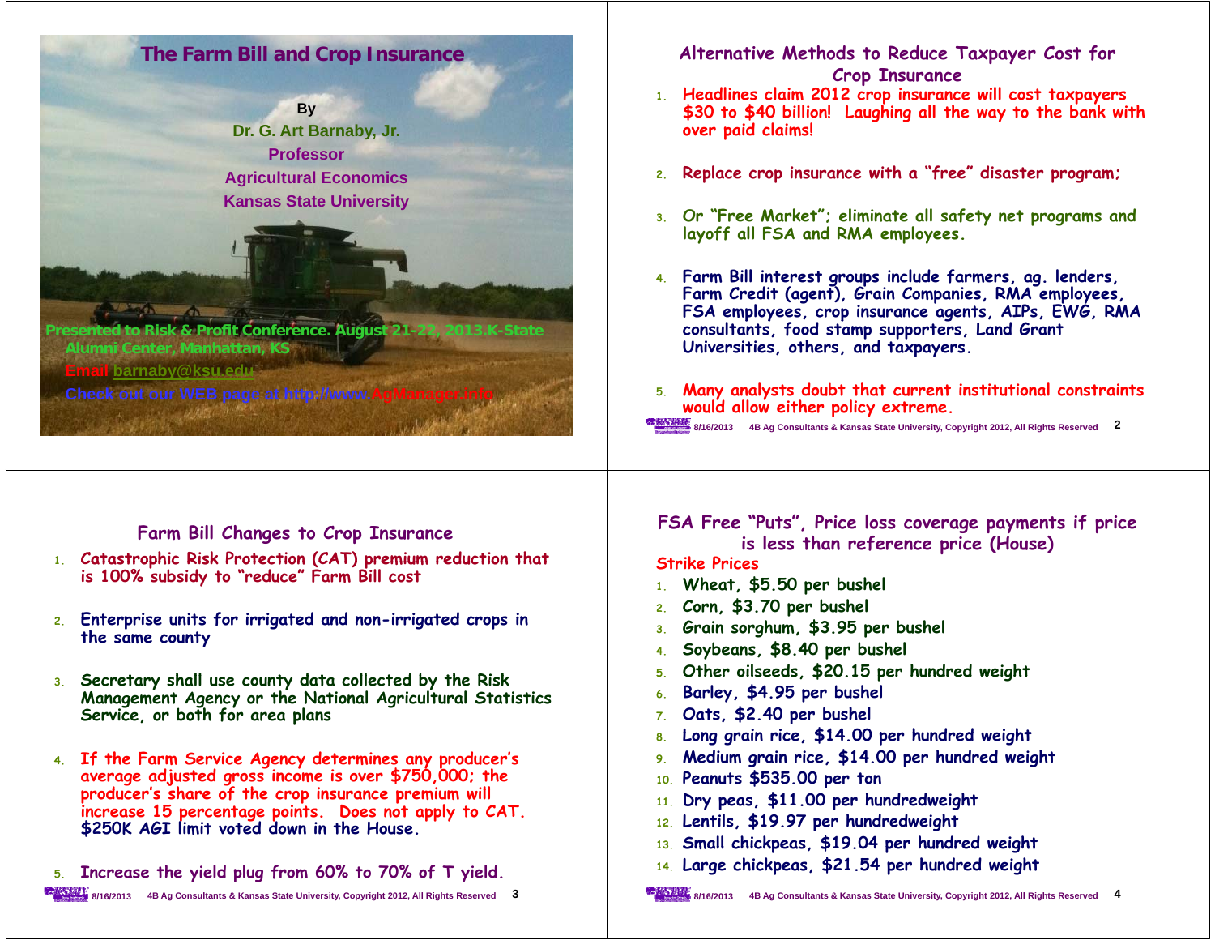# The Farm Bill and Crop Insurance

By

Dr. G. Art Barnaby, Jr.

Professor

Agricultural Economics

Kansas State University

Presented to Risk & Profit Conference. August 21-22, 2013.K-State Alumni Center, Manhattan, KS

Email barnaby@ksu.edu

Check out our WEB page at http://www.AgManager.info

## Alternative Methods to Reduce Taxpayer Cost for Crop Insurance

1. Headlines claim 2012 crop insurance will cost taxpayers $30 to $40 billion! Laughing all the way to the bank with over paid claims!
2. Replace crop insurance with a "free" disaster program;
3. Or "Free Market"; eliminate all safety net programs and layoff all FSA and RMA employees.
4. Farm Bill interest groups include farmers, ag. lenders, Farm Credit (agent), Grain Companies, RMA employees, FSA employees, crop insurance agents, AIPs, EWG, RMA consultants, food stamp supporters, Land Grant Universities, others, and taxpayers.
5. Many analysts doubt that current institutional constraints would allow either policy extreme.

## Farm Bill Changes to Crop Insurance

1. Catastrophic Risk Protection (CAT) premium reduction that is 100% subsidy to "reduce" Farm Bill cost
2. Enterprise units for irrigated and non-irrigated crops in the same county
3. Secretary shall use county data collected by the Risk Management Agency or the National Agricultural Statistics Service, or both for area plans
4. If the Farm Service Agency determines any producer's average adjusted gross income is over $750,000; the producer's share of the crop insurance premium will increase 15 percentage points. Does not apply to CAT. $250K AGI limit voted down in the House.
5. Increase the yield plug from 60% to 70% of T yield.

## FSA Free "Puts", Price loss coverage payments if price is less than reference price (House)

Strike Prices

1. Wheat, $5.50 per bushel
2. Corn, $3.70 per bushel
3. Grain sorghum, $3.95 per bushel
4. Soybeans, $8.40 per bushel
5. Other oilseeds, $20.15 per hundred weight
6. Barley, $4.95 per bushel
7. Oats, $2.40 per bushel
8. Long grain rice, $14.00 per hundred weight
9. Medium grain rice, $14.00 per hundred weight
10. Peanuts $535.00 per ton
11. Dry peas, $11.00 per hundredweight
12. Lentils, $19.97 per hundredweight
13. Small chickpeas, $19.04 per hundred weight
14. Large chickpeas, $21.54 per hundred weight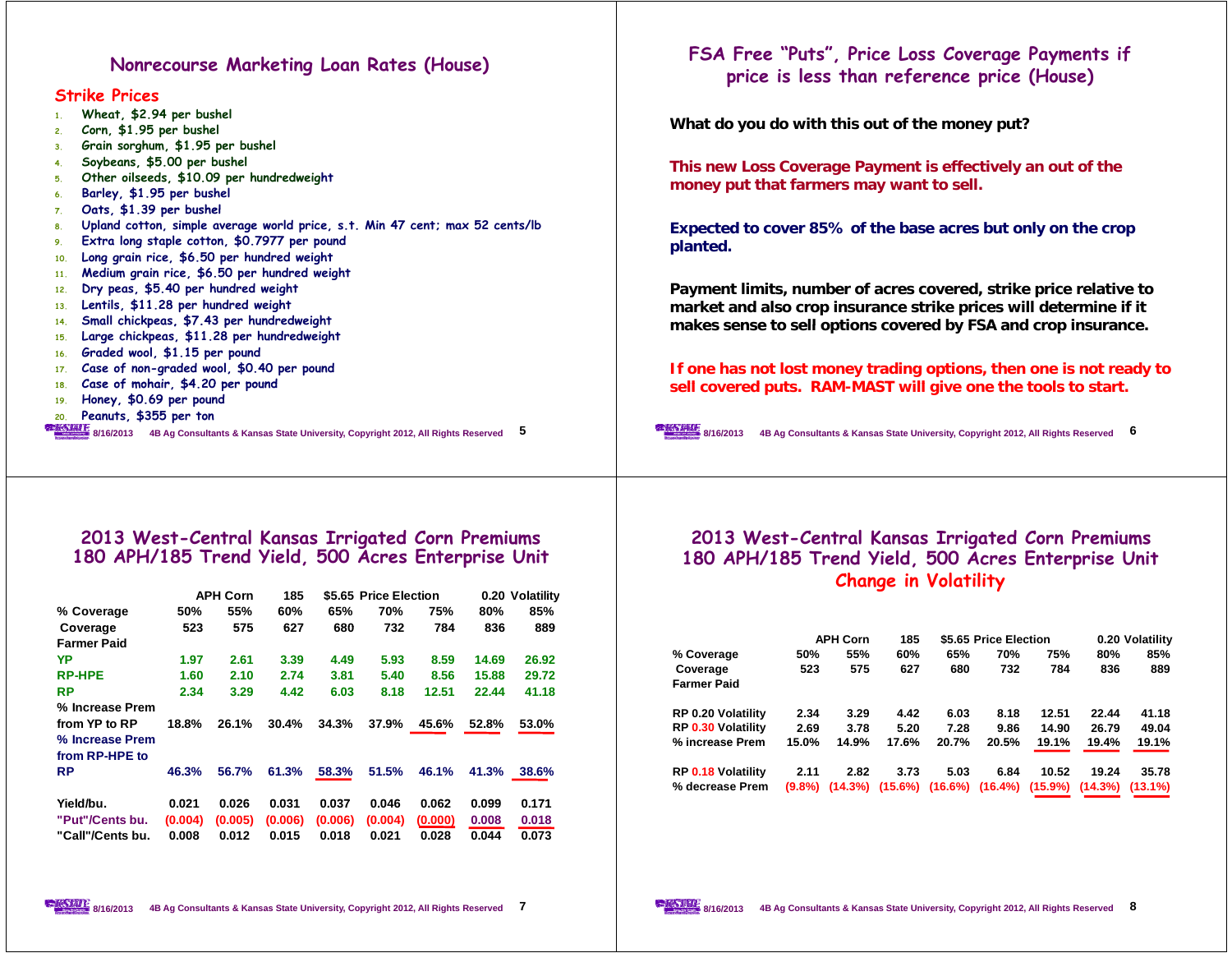## Nonrecourse Marketing Loan Rates (House)

### Strike Prices

1. Wheat, $2.94 per bushel
2. Corn, $1.95 per bushel
3. Grain sorghum, $1.95 per bushel
4. Soybeans, $5.00 per bushel
5. Other oilseeds, $10.09 per hundredweight
6. Barley, $1.95 per bushel
7. Oats, $1.39 per bushel
8. Upland cotton, simple average world price, s.t. Min 47 cent; max 52 cents/lb
9. Extra long staple cotton, $0.7977 per pound
10. Long grain rice, $6.50 per hundred weight
11. Medium grain rice, $6.50 per hundred weight
12. Dry peas, $5.40 per hundred weight
13. Lentils, $11.28 per hundred weight
14. Small chickpeas, $7.43 per hundredweight
15. Large chickpeas, $11.28 per hundredweight
16. Graded wool, $1.15 per pound
17. Case of non-graded wool, $0.40 per pound
18. Case of mohair, $4.20 per pound
19. Honey, $0.69 per pound
20. Peanuts, $355 per ton

## FSA Free "Puts", Price Loss Coverage Payments if price is less than reference price (House)

**What do you do with this out of the money put?**

**This new Loss Coverage Payment is effectively an out of the money put that farmers may want to sell.**

**Expected to cover 85% of the base acres but only on the crop planted.**

**Payment limits, number of acres covered, strike price relative to market and also crop insurance strike prices will determine if it makes sense to sell options covered by FSA and crop insurance.**

**If one has not lost money trading options, then one is not ready to sell covered puts. RAM-MAST will give one the tools to start.**

## 2013 West-Central Kansas Irrigated Corn Premiums 180 APH/185 Trend Yield, 500 Acres Enterprise Unit

| | APH Corn | | 185 | $5.65 Price Election | | | 0.20 Volatility | |
|---|---|---|---|---|---|---|---|---|
| % Coverage | 50% | 55% | 60% | 65% | 70% | 75% | 80% | 85% |
| Coverage | 523 | 575 | 627 | 680 | 732 | 784 | 836 | 889 |
| Farmer Paid | | | | | | | | |
| YP | 1.97 | 2.61 | 3.39 | 4.49 | 5.93 | 8.59 | 14.69 | 26.92 |
| RP-HPE | 1.60 | 2.10 | 2.74 | 3.81 | 5.40 | 8.56 | 15.88 | 29.72 |
| RP | 2.34 | 3.29 | 4.42 | 6.03 | 8.18 | 12.51 | 22.44 | 41.18 |
| % Increase Prem from YP to RP | 18.8% | 26.1% | 30.4% | 34.3% | 37.9% | 45.6% | 52.8% | 53.0% |
| % Increase Prem from RP-HPE to RP | 46.3% | 56.7% | 61.3% | 58.3% | 51.5% | 46.1% | 41.3% | 38.6% |
| Yield/bu. | 0.021 | 0.026 | 0.031 | 0.037 | 0.046 | 0.062 | 0.099 | 0.171 |
| "Put"/Cents bu. | (0.004) | (0.005) | (0.006) | (0.006) | (0.004) | (0.000) | 0.008 | 0.018 |
| "Call"/Cents bu. | 0.008 | 0.012 | 0.015 | 0.018 | 0.021 | 0.028 | 0.044 | 0.073 |

## 2013 West-Central Kansas Irrigated Corn Premiums 180 APH/185 Trend Yield, 500 Acres Enterprise Unit Change in Volatility

| | APH Corn | | 185 | $5.65 Price Election | | | 0.20 Volatility | |
|---|---|---|---|---|---|---|---|---|
| % Coverage | 50% | 55% | 60% | 65% | 70% | 75% | 80% | 85% |
| Coverage | 523 | 575 | 627 | 680 | 732 | 784 | 836 | 889 |
| Farmer Paid | | | | | | | | |
| RP 0.20 Volatility | 2.34 | 3.29 | 4.42 | 6.03 | 8.18 | 12.51 | 22.44 | 41.18 |
| RP 0.30 Volatility | 2.69 | 3.78 | 5.20 | 7.28 | 9.86 | 14.90 | 26.79 | 49.04 |
| % increase Prem | 15.0% | 14.9% | 17.6% | 20.7% | 20.5% | 19.1% | 19.4% | 19.1% |
| RP 0.18 Volatility | 2.11 | 2.82 | 3.73 | 5.03 | 6.84 | 10.52 | 19.24 | 35.78 |
| % decrease Prem | (9.8%) | (14.3%) | (15.6%) | (16.6%) | (16.4%) | (15.9%) | (14.3%) | (13.1%) |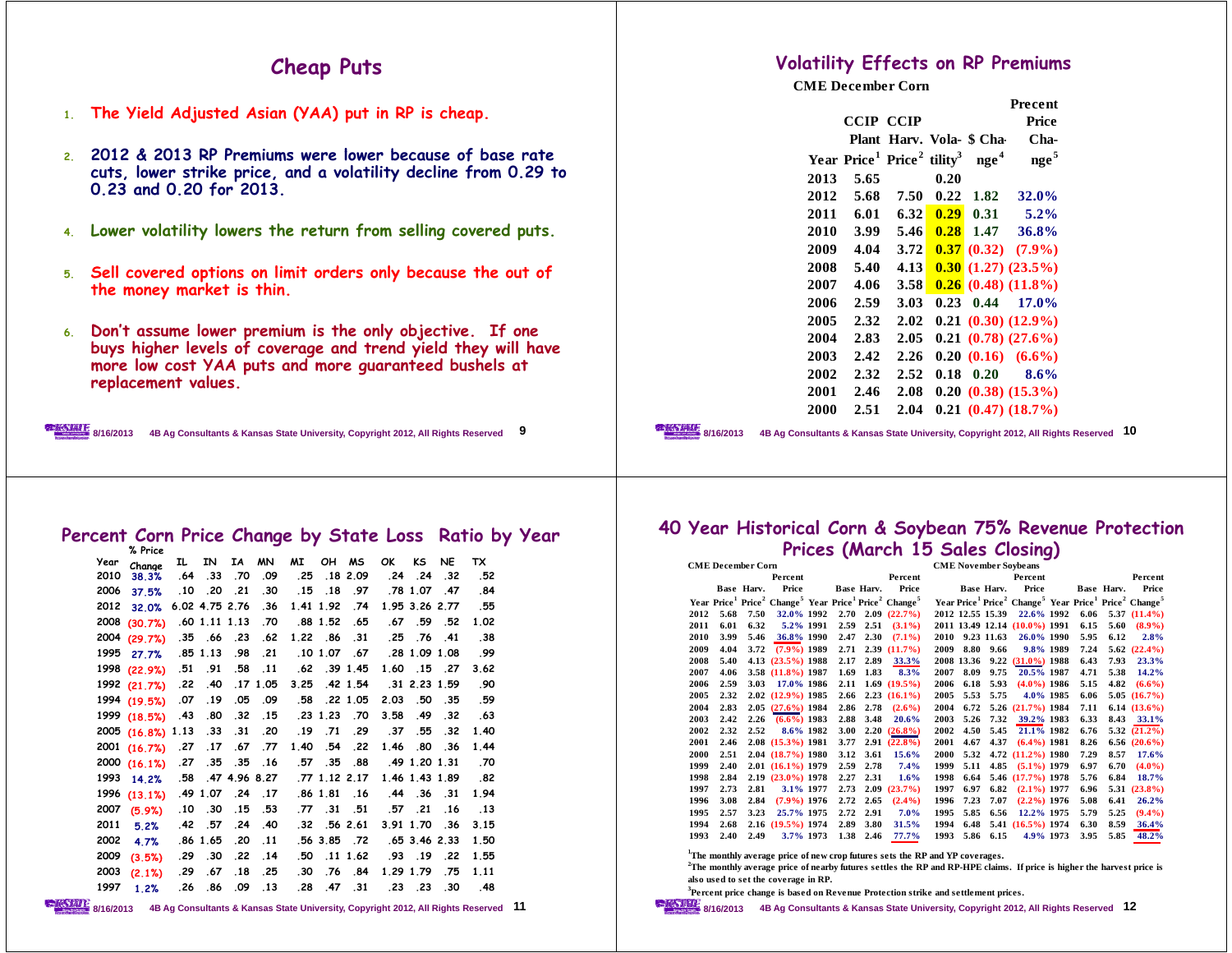## Cheap Puts

1. The Yield Adjusted Asian (YAA) put in RP is cheap.
2. 2012 & 2013 RP Premiums were lower because of base rate cuts, lower strike price, and a volatility decline from 0.29 to 0.23 and 0.20 for 2013.
4. Lower volatility lowers the return from selling covered puts.
5. Sell covered options on limit orders only because the out of the money market is thin.
6. Don't assume lower premium is the only objective. If one buys higher levels of coverage and trend yield they will have more low cost YAA puts and more guaranteed bushels at replacement values.

## Volatility Effects on RP Premiums

CME December Corn

| Year | CCIP Plant Price[1] | CCIP Harv. Price[2] | Volatility[3] | $ Change[4] | Precent Price Change[5] |
|---|---|---|---|---|---|
| 2013 | 5.65 | | 0.20 | | |
| 2012 | 5.68 | 7.50 | 0.22 | 1.82 | 32.0% |
| 2011 | 6.01 | 6.32 | 0.29 | 0.31 | 5.2% |
| 2010 | 3.99 | 5.46 | 0.28 | 1.47 | 36.8% |
| 2009 | 4.04 | 3.72 | 0.37 | (0.32) | (7.9%) |
| 2008 | 5.40 | 4.13 | 0.30 | (1.27) | (23.5%) |
| 2007 | 4.06 | 3.58 | 0.26 | (0.48) | (11.8%) |
| 2006 | 2.59 | 3.03 | 0.23 | 0.44 | 17.0% |
| 2005 | 2.32 | 2.02 | 0.21 | (0.30) | (12.9%) |
| 2004 | 2.83 | 2.05 | 0.21 | (0.78) | (27.6%) |
| 2003 | 2.42 | 2.26 | 0.20 | (0.16) | (6.6%) |
| 2002 | 2.32 | 2.52 | 0.18 | 0.20 | 8.6% |
| 2001 | 2.46 | 2.08 | 0.20 | (0.38) | (15.3%) |
| 2000 | 2.51 | 2.04 | 0.21 | (0.47) | (18.7%) |

## Percent Corn Price Change by State Loss Ratio by Year

| Year | % Price Change | IL | IN | IA | MN | MI | OH | MS | OK | KS | NE | TX |
|---|---|---|---|---|---|---|---|---|---|---|---|---|
| 2010 | 38.3% | .64 | .33 | .70 | .09 | .25 | .18 | 2.09 | .24 | .24 | .32 | .52 |
| 2006 | 37.5% | .10 | .20 | .21 | .30 | .15 | .18 | .97 | .78 | 1.07 | .47 | .84 |
| 2012 | 32.0% | 6.02 | 4.75 | 2.76 | .36 | 1.41 | 1.92 | .74 | 1.95 | 3.26 | 2.77 | .55 |
| 2008 | (30.7%) | .60 | 1.11 | 1.13 | .70 | .88 | 1.52 | .65 | .67 | .59 | .52 | 1.02 |
| 2004 | (29.7%) | .35 | .66 | .23 | .62 | 1.22 | .86 | .31 | .25 | .76 | .41 | .38 |
| 1995 | 27.7% | .85 | 1.13 | .98 | .21 | .10 | 1.07 | .67 | .28 | 1.09 | 1.08 | .99 |
| 1998 | (22.9%) | .51 | .91 | .58 | .11 | .62 | .39 | 1.45 | 1.60 | .15 | .27 | 3.62 |
| 1992 | (21.7%) | .22 | .40 | .17 | 1.05 | 3.25 | .42 | 1.54 | .31 | 2.23 | 1.59 | .90 |
| 1994 | (19.5%) | .07 | .19 | .05 | .09 | .58 | .22 | 1.05 | 2.03 | .50 | .35 | .59 |
| 1999 | (18.5%) | .43 | .80 | .32 | .15 | .23 | 1.23 | .70 | 3.58 | .49 | .32 | .63 |
| 2005 | (16.8%) | 1.13 | .33 | .31 | .20 | .19 | .71 | .29 | .37 | .55 | .32 | 1.40 |
| 2001 | (16.7%) | .27 | .17 | .67 | .77 | 1.40 | .54 | .22 | 1.46 | .80 | .36 | 1.44 |
| 2000 | (16.1%) | .27 | .35 | .35 | .16 | .57 | .35 | .88 | .49 | 1.20 | 1.31 | .70 |
| 1993 | 14.2% | .58 | .47 | 4.96 | 8.27 | .77 | 1.12 | 2.17 | 1.46 | 1.43 | 1.89 | .82 |
| 1996 | (13.1%) | .49 | 1.07 | .24 | .17 | .86 | 1.81 | .16 | .44 | .36 | .31 | 1.94 |
| 2007 | (5.9%) | .10 | .30 | .15 | .53 | .77 | .31 | .51 | .57 | .21 | .16 | .13 |
| 2011 | 5.2% | .42 | .57 | .24 | .40 | .32 | .56 | 2.61 | 3.91 | 1.70 | .36 | 3.15 |
| 2002 | 4.7% | .86 | 1.65 | .20 | .11 | .56 | 3.85 | .72 | .65 | 3.46 | 2.33 | 1.50 |
| 2009 | (3.5%) | .29 | .30 | .22 | .14 | .50 | .11 | 1.62 | .93 | .19 | .22 | 1.55 |
| 2003 | (2.1%) | .29 | .67 | .18 | .25 | .30 | .76 | .84 | 1.29 | 1.79 | .75 | 1.11 |
| 1997 | 1.2% | .26 | .86 | .09 | .13 | .28 | .47 | .31 | .23 | .23 | .30 | .48 |

## 40 Year Historical Corn & Soybean 75% Revenue Protection Prices (March 15 Sales Closing)

CME December Corn

| Year | Base Price[1] | Harv. Price[2] | Percent Price Change[3] | Year | Base Price[1] | Harv. Price[2] | Percent Price Change[3] |
|---|---|---|---|---|---|---|---|
| 2012 | 5.68 | 7.50 | 32.0% | 1992 | 2.70 | 2.09 | (22.7%) |
| 2011 | 6.01 | 6.32 | 5.2% | 1991 | 2.59 | 2.51 | (3.1%) |
| 2010 | 3.99 | 5.46 | 36.8% | 1990 | 2.47 | 2.30 | (7.1%) |
| 2009 | 4.04 | 3.72 | (7.9%) | 1989 | 2.71 | 2.39 | (11.7%) |
| 2008 | 5.40 | 4.13 | (23.5%) | 1988 | 2.17 | 2.89 | 33.3% |
| 2007 | 4.06 | 3.58 | (11.8%) | 1987 | 1.69 | 1.83 | 8.3% |
| 2006 | 2.59 | 3.03 | 17.0% | 1986 | 2.11 | 1.69 | (19.5%) |
| 2005 | 2.32 | 2.02 | (12.9%) | 1985 | 2.66 | 2.23 | (16.1%) |
| 2004 | 2.83 | 2.05 | (27.6%) | 1984 | 2.86 | 2.78 | (2.6%) |
| 2003 | 2.42 | 2.26 | (6.6%) | 1983 | 2.88 | 3.48 | 20.6% |
| 2002 | 2.32 | 2.52 | 8.6% | 1982 | 3.00 | 2.20 | (26.8%) |
| 2001 | 2.46 | 2.08 | (15.3%) | 1981 | 3.77 | 2.91 | (22.8%) |
| 2000 | 2.51 | 2.04 | (18.7%) | 1980 | 3.12 | 3.61 | 15.6% |
| 1999 | 2.40 | 2.01 | (16.1%) | 1979 | 2.59 | 2.78 | 7.4% |
| 1998 | 2.84 | 2.19 | (23.0%) | 1978 | 2.27 | 2.31 | 1.6% |
| 1997 | 2.73 | 2.81 | 3.1% | 1977 | 2.73 | 2.09 | (23.7%) |
| 1996 | 3.08 | 2.84 | (7.9%) | 1976 | 2.72 | 2.65 | (2.4%) |
| 1995 | 2.57 | 3.23 | 25.7% | 1975 | 2.72 | 2.91 | 7.0% |
| 1994 | 2.68 | 2.16 | (19.5%) | 1974 | 2.89 | 3.80 | 31.5% |
| 1993 | 2.40 | 2.49 | 3.7% | 1973 | 1.38 | 2.46 | 77.7% |

CME November Soybeans

| Year | Base Price[1] | Harv. Price[2] | Percent Price Change[3] | Year | Base Price[1] | Harv. Price[2] | Percent Price Change[3] |
|---|---|---|---|---|---|---|---|
| 2012 | 12.55 | 15.39 | 22.6% | 1992 | 6.06 | 5.37 | (11.4%) |
| 2011 | 13.49 | 12.14 | (10.0%) | 1991 | 6.15 | 5.60 | (8.9%) |
| 2010 | 9.23 | 11.63 | 26.0% | 1990 | 5.95 | 6.12 | 2.8% |
| 2009 | 8.80 | 9.66 | 9.8% | 1989 | 7.24 | 5.62 | (22.4%) |
| 2008 | 13.36 | 9.22 | (31.0%) | 1988 | 6.43 | 7.93 | 23.3% |
| 2007 | 8.09 | 9.75 | 20.5% | 1987 | 4.71 | 5.38 | 14.2% |
| 2006 | 6.18 | 5.93 | (4.0%) | 1986 | 5.15 | 4.82 | (6.6%) |
| 2005 | 5.53 | 5.75 | 4.0% | 1985 | 6.06 | 5.05 | (16.7%) |
| 2004 | 6.72 | 5.26 | (21.7%) | 1984 | 7.11 | 6.14 | (13.6%) |
| 2003 | 5.26 | 7.32 | 39.2% | 1983 | 6.33 | 8.43 | 33.1% |
| 2002 | 4.50 | 5.45 | 21.1% | 1982 | 6.76 | 5.32 | (21.2%) |
| 2001 | 4.67 | 4.37 | (6.4%) | 1981 | 8.26 | 6.56 | (20.6%) |
| 2000 | 5.32 | 4.72 | (11.2%) | 1980 | 7.29 | 8.57 | 17.6% |
| 1999 | 5.11 | 4.85 | (5.1%) | 1979 | 6.97 | 6.70 | (4.0%) |
| 1998 | 6.64 | 5.46 | (17.7%) | 1978 | 5.76 | 6.84 | 18.7% |
| 1997 | 6.97 | 6.82 | (2.1%) | 1977 | 6.96 | 5.31 | (23.8%) |
| 1996 | 7.23 | 7.07 | (2.2%) | 1976 | 5.08 | 6.41 | 26.2% |
| 1995 | 5.85 | 6.56 | 12.2% | 1975 | 5.79 | 5.25 | (9.4%) |
| 1994 | 6.48 | 5.41 | (16.5%) | 1974 | 6.30 | 8.59 | 36.4% |
| 1993 | 5.86 | 6.15 | 4.9% | 1973 | 3.95 | 5.85 | 48.2% |

[1] The monthly average price of new crop futures sets the RP and YP coverages.

[2] The monthly average price of nearby futures settles the RP and RP-HPE claims. If price is higher the harvest price is also used to set the coverage in RP.

[3] Percent price change is based on Revenue Protection strike and settlement prices.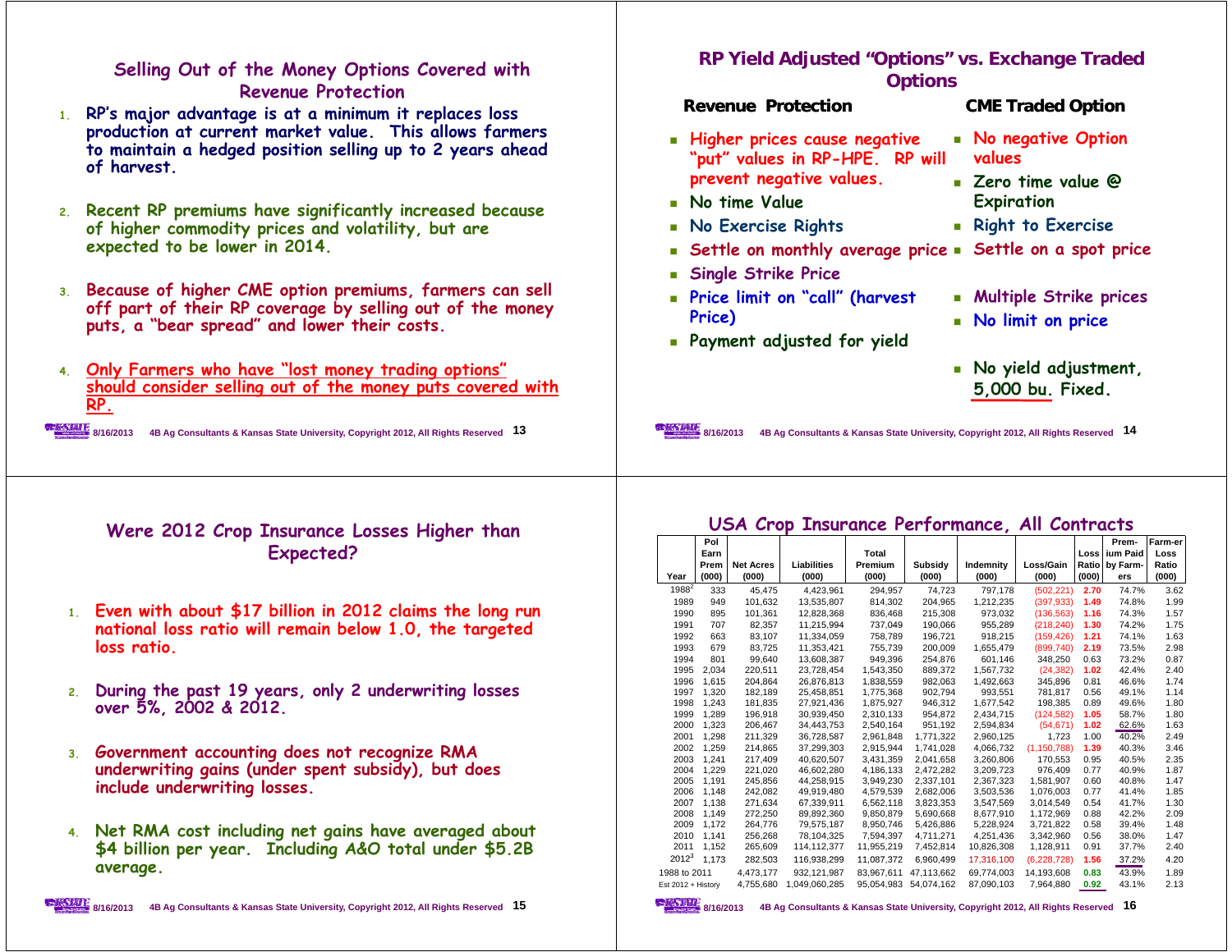## Selling Out of the Money Options Covered with Revenue Protection

1. RP's major advantage is at a minimum it replaces loss production at current market value. This allows farmers to maintain a hedged position selling up to 2 years ahead of harvest.
2. Recent RP premiums have significantly increased because of higher commodity prices and volatility, but are expected to be lower in 2014.
3. Because of higher CME option premiums, farmers can sell off part of their RP coverage by selling out of the money puts, a "bear spread" and lower their costs.
4. Only Farmers who have "lost money trading options" should consider selling out of the money puts covered with RP.

## RP Yield Adjusted "Options" vs. Exchange Traded Options

**Revenue Protection**

- Higher prices cause negative "put" values in RP-HPE. RP will prevent negative values.
- No time Value
- No Exercise Rights
- Settle on monthly average price
- Single Strike Price
- Price limit on "call" (harvest Price)
- Payment adjusted for yield

**CME Traded Option**

- No negative Option values
- Zero time value @ Expiration
- Right to Exercise
- Settle on a spot price
- Multiple Strike prices
- No limit on price
- No yield adjustment, 5,000 bu. Fixed.

## Were 2012 Crop Insurance Losses Higher than Expected?

1. Even with about $17 billion in 2012 claims the long run national loss ratio will remain below 1.0, the targeted loss ratio.
2. During the past 19 years, only 2 underwriting losses over 5%, 2002 & 2012.
3. Government accounting does not recognize RMA underwriting gains (under spent subsidy), but does include underwriting losses.
4. Net RMA cost including net gains have averaged about $4 billion per year. Including A&O total under $5.2B average.

## USA Crop Insurance Performance, All Contracts

| Year | Pol Earn Prem (000) | Net Acres (000) | Liabilities (000) | Total Premium (000) | Subsidy (000) | Indemnity (000) | Loss/Gain (000) | Loss Ratio (000) | Premium Paid by Farmers | Farmer Loss Ratio (000) |
|---|---|---|---|---|---|---|---|---|---|---|
| 1988[2] | 333 | 45,475 | 4,423,961 | 294,957 | 74,723 | 797,178 | (502,221) | 2.70 | 74.7% | 3.62 |
| 1989 | 949 | 101,632 | 13,535,807 | 814,302 | 204,965 | 1,212,235 | (397,933) | 1.49 | 74.8% | 1.99 |
| 1990 | 895 | 101,361 | 12,828,368 | 836,468 | 215,308 | 973,032 | (136,563) | 1.16 | 74.3% | 1.57 |
| 1991 | 707 | 82,357 | 11,215,994 | 737,049 | 190,066 | 955,289 | (218,240) | 1.30 | 74.2% | 1.75 |
| 1992 | 663 | 83,107 | 11,334,059 | 758,789 | 196,721 | 918,215 | (159,426) | 1.21 | 74.1% | 1.63 |
| 1993 | 679 | 83,725 | 11,353,421 | 755,739 | 200,009 | 1,655,479 | (899,740) | 2.19 | 73.5% | 2.98 |
| 1994 | 801 | 99,640 | 13,608,387 | 949,396 | 254,876 | 601,146 | 348,250 | 0.63 | 73.2% | 0.87 |
| 1995 | 2,034 | 220,511 | 23,728,454 | 1,543,350 | 889,372 | 1,567,732 | (24,382) | 1.02 | 42.4% | 2.40 |
| 1996 | 1,615 | 204,864 | 26,876,813 | 1,838,559 | 982,063 | 1,492,663 | 345,896 | 0.81 | 46.6% | 1.74 |
| 1997 | 1,320 | 182,189 | 25,458,851 | 1,775,368 | 902,794 | 993,551 | 781,817 | 0.56 | 49.1% | 1.14 |
| 1998 | 1,243 | 181,835 | 27,921,436 | 1,875,927 | 946,312 | 1,677,542 | 198,385 | 0.89 | 49.6% | 1.80 |
| 1999 | 1,289 | 196,918 | 30,939,450 | 2,310,133 | 954,872 | 2,434,715 | (124,582) | 1.05 | 58.7% | 1.80 |
| 2000 | 1,323 | 206,467 | 34,443,753 | 2,540,164 | 951,192 | 2,594,834 | (54,671) | 1.02 | 62.6% | 1.63 |
| 2001 | 1,298 | 211,329 | 36,728,587 | 2,961,848 | 1,771,322 | 2,960,125 | 1,723 | 1.00 | 40.2% | 2.49 |
| 2002 | 1,259 | 214,865 | 37,299,303 | 2,915,944 | 1,741,028 | 4,066,732 | (1,150,788) | 1.39 | 40.3% | 3.46 |
| 2003 | 1,241 | 217,409 | 40,620,507 | 3,431,359 | 2,041,658 | 3,260,806 | 170,553 | 0.95 | 40.5% | 2.35 |
| 2004 | 1,229 | 221,020 | 46,602,280 | 4,186,133 | 2,472,282 | 3,209,723 | 976,409 | 0.77 | 40.9% | 1.87 |
| 2005 | 1,191 | 245,856 | 44,258,915 | 3,949,230 | 2,337,101 | 2,367,323 | 1,581,907 | 0.60 | 40.8% | 1.47 |
| 2006 | 1,148 | 242,082 | 49,919,480 | 4,579,539 | 2,682,006 | 3,503,536 | 1,076,003 | 0.77 | 41.4% | 1.85 |
| 2007 | 1,138 | 271,634 | 67,339,911 | 6,562,118 | 3,823,353 | 3,547,569 | 3,014,549 | 0.54 | 41.7% | 1.30 |
| 2008 | 1,149 | 272,250 | 89,892,360 | 9,850,879 | 5,690,668 | 8,677,910 | 1,172,969 | 0.88 | 42.2% | 2.09 |
| 2009 | 1,172 | 264,776 | 79,575,187 | 8,950,746 | 5,426,886 | 5,228,924 | 3,721,822 | 0.58 | 39.4% | 1.48 |
| 2010 | 1,141 | 256,268 | 78,104,325 | 7,594,397 | 4,711,271 | 4,251,436 | 3,342,960 | 0.56 | 38.0% | 1.47 |
| 2011 | 1,152 | 265,609 | 114,112,377 | 11,955,219 | 7,452,814 | 10,826,308 | 1,128,911 | 0.91 | 37.7% | 2.40 |
| 2012[3] | 1,173 | 282,503 | 116,938,299 | 11,087,372 | 6,960,499 | 17,316,100 | (6,228,728) | 1.56 | 37.2% | 4.20 |
| 1988 to 2011 | | 4,473,177 | 932,121,987 | 83,967,611 | 47,113,662 | 69,774,003 | 14,193,608 | 0.83 | 43.9% | 1.89 |
| Est 2012 + History | | 4,755,680 | 1,049,060,285 | 95,054,983 | 54,074,162 | 87,090,103 | 7,964,880 | 0.92 | 43.1% | 2.13 |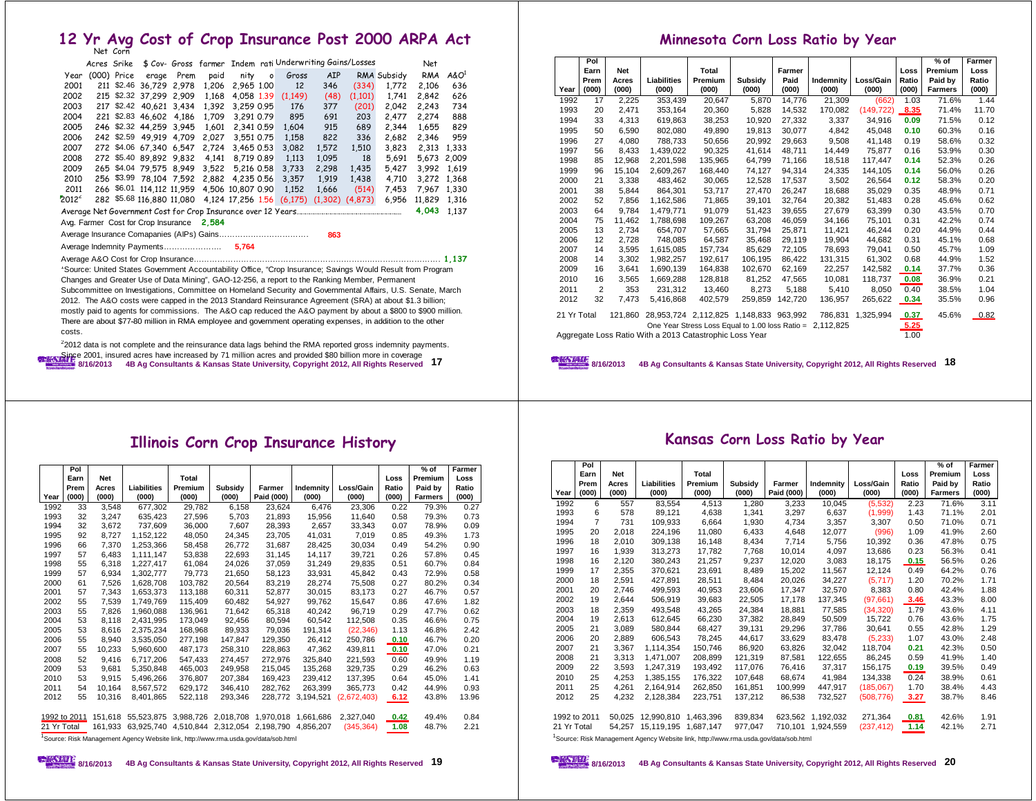# 12 Yr Avg Cost of Crop Insurance Post 2000 ARPA Act

| Year | Net Corn Acres (000) | Srike Price | $ Coverage | Gross Prem | farmer paid | Indemnity | ratio | Underwriting Gains/Losses Gross | AIP | RMA | Subsidy | Net RMA | A&O[1] |
|---|---|---|---|---|---|---|---|---|---|---|---|---|---|
| 2001 | 211 | $2.46 | 36,729 | 2,978 | 1,206 | 2,965 | 1.00 | 12 | 346 | (334) | 1,772 | 2,106 | 636 |
| 2002 | 215 | $2.32 | 37,299 | 2,909 | 1,168 | 4,058 | 1.39 | (1,149) | (48) | (1,101) | 1,741 | 2,842 | 626 |
| 2003 | 217 | $2.42 | 40,621 | 3,434 | 1,392 | 3,259 | 0.95 | 176 | 377 | (201) | 2,042 | 2,243 | 734 |
| 2004 | 221 | $2.83 | 46,602 | 4,186 | 1,709 | 3,291 | 0.79 | 895 | 691 | 203 | 2,477 | 2,274 | 888 |
| 2005 | 246 | $2.32 | 44,259 | 3,945 | 1,601 | 2,341 | 0.59 | 1,604 | 915 | 689 | 2,344 | 1,655 | 829 |
| 2006 | 242 | $2.59 | 49,919 | 4,709 | 2,027 | 3,551 | 0.75 | 1,158 | 822 | 336 | 2,682 | 2,346 | 959 |
| 2007 | 272 | $4.06 | 67,340 | 6,547 | 2,724 | 3,465 | 0.53 | 3,082 | 1,572 | 1,510 | 3,823 | 2,313 | 1,333 |
| 2008 | 272 | $5.40 | 89,892 | 9,832 | 4,141 | 8,719 | 0.89 | 1,113 | 1,095 | 18 | 5,691 | 5,673 | 2,009 |
| 2009 | 265 | $4.04 | 79,575 | 8,949 | 3,522 | 5,216 | 0.58 | 3,733 | 2,298 | 1,435 | 5,427 | 3,992 | 1,619 |
| 2010 | 256 | $3.99 | 78,104 | 7,592 | 2,882 | 4,235 | 0.56 | 3,357 | 1,919 | 1,438 | 4,710 | 3,272 | 1,368 |
| 2011 | 266 | $6.01 | 114,112 | 11,959 | 4,506 | 10,807 | 0.90 | 1,152 | 1,666 | (514) | 7,453 | 7,967 | 1,330 |
| 2012[2] | 282 | $5.68 | 116,880 | 11,080 | 4,124 | 17,256 | 1.56 | (6,175) | (1,302) | (4,873) | 6,956 | 11,829 | 1,316 |

Average Net Government Cost for Crop Insurance over 12 Years........ **4,043** 1,137

Avg. Farmer Cost for Crop Insurance **2,584**

Average Insurance Comapanies (AIPs) Gains.............................. **863**

Average Indemnity Payments.................... **5,764**

Average A&O Cost for Crop Insurance............................................ **1,137**

[1]Source: United States Government Accountability Office, "Crop Insurance; Savings Would Result from Program Changes and Greater Use of Data Mining", GAO-12-256, a report to the Ranking Member, Permanent Subcommittee on Investigations, Committee on Homeland Security and Governmental Affairs, U.S. Senate, March 2012. The A&O costs were capped in the 2013 Standard Reinsurance Agreement (SRA) at about $1.3 billion; mostly paid to agents for commissions. The A&O cap reduced the A&O payment by about a $800 to $900 million. There are about $77-80 million in RMA employee and government operating expenses, in addition to the other costs.

[2]2012 data is not complete and the reinsurance data lags behind the RMA reported gross indemnity payments. Since 2001, insured acres have increased by 71 million acres and provided $80 billion more in coverage

8/16/2013 4B Ag Consultants & Kansas State University, Copyright 2012, All Rights Reserved

# Minnesota Corn Loss Ratio by Year

| Year | Pol Earn Prem (000) | Net Acres (000) | Liabilities (000) | Total Premium (000) | Subsidy (000) | Farmer Paid (000) | Indemnity (000) | Loss/Gain (000) | Loss Ratio (000) | % of Premium Paid by Farmers | Farmer Loss Ratio (000) |
|---|---|---|---|---|---|---|---|---|---|---|---|
| 1992 | 17 | 2,225 | 353,439 | 20,647 | 5,870 | 14,776 | 21,309 | (662) | 1.03 | 71.6% | 1.44 |
| 1993 | 20 | 2,471 | 353,164 | 20,360 | 5,828 | 14,532 | 170,082 | (149,722) | 8.35 | 71.4% | 11.70 |
| 1994 | 33 | 4,313 | 619,863 | 38,253 | 10,920 | 27,332 | 3,337 | 34,916 | 0.09 | 71.5% | 0.12 |
| 1995 | 50 | 6,590 | 802,080 | 49,890 | 19,813 | 30,077 | 4,842 | 45,048 | 0.10 | 60.3% | 0.16 |
| 1996 | 27 | 4,080 | 788,733 | 50,656 | 20,992 | 29,663 | 9,508 | 41,148 | 0.19 | 58.6% | 0.32 |
| 1997 | 56 | 8,433 | 1,439,022 | 90,325 | 41,614 | 48,711 | 14,449 | 75,877 | 0.16 | 53.9% | 0.30 |
| 1998 | 85 | 12,968 | 2,201,598 | 135,965 | 64,799 | 71,166 | 18,518 | 117,447 | 0.14 | 52.3% | 0.26 |
| 1999 | 96 | 15,104 | 2,609,267 | 168,440 | 74,127 | 94,314 | 24,335 | 144,105 | 0.14 | 56.0% | 0.26 |
| 2000 | 21 | 3,338 | 483,462 | 30,065 | 12,528 | 17,537 | 3,502 | 26,564 | 0.12 | 58.3% | 0.20 |
| 2001 | 38 | 5,844 | 864,301 | 53,717 | 27,470 | 26,247 | 18,688 | 35,029 | 0.35 | 48.9% | 0.71 |
| 2002 | 52 | 7,856 | 1,162,586 | 71,865 | 39,101 | 32,764 | 20,382 | 51,483 | 0.28 | 45.6% | 0.62 |
| 2003 | 64 | 9,784 | 1,479,771 | 91,079 | 51,423 | 39,655 | 27,679 | 63,399 | 0.30 | 43.5% | 0.70 |
| 2004 | 75 | 11,462 | 1,788,698 | 109,267 | 63,208 | 46,059 | 34,166 | 75,101 | 0.31 | 42.2% | 0.74 |
| 2005 | 13 | 2,734 | 654,707 | 57,665 | 31,794 | 25,871 | 11,421 | 46,244 | 0.20 | 44.9% | 0.44 |
| 2006 | 12 | 2,728 | 748,085 | 64,587 | 35,468 | 29,119 | 19,904 | 44,682 | 0.31 | 45.1% | 0.68 |
| 2007 | 14 | 3,595 | 1,615,085 | 157,734 | 85,629 | 72,105 | 78,693 | 79,041 | 0.50 | 45.7% | 1.09 |
| 2008 | 14 | 3,302 | 1,982,257 | 192,617 | 106,195 | 86,422 | 131,315 | 61,302 | 0.68 | 44.9% | 1.52 |
| 2009 | 16 | 3,641 | 1,690,139 | 164,838 | 102,670 | 62,169 | 22,257 | 142,582 | 0.14 | 37.7% | 0.36 |
| 2010 | 16 | 3,565 | 1,669,288 | 128,818 | 81,252 | 47,565 | 10,081 | 118,737 | 0.08 | 36.9% | 0.21 |
| 2011 | 2 | 353 | 231,312 | 13,460 | 8,273 | 5,188 | 5,410 | 8,050 | 0.40 | 38.5% | 1.04 |
| 2012 | 32 | 7,473 | 5,416,868 | 402,579 | 259,859 | 142,720 | 136,957 | 265,622 | 0.34 | 35.5% | 0.96 |
| 21 Yr Total | | 121,860 | 28,953,724 | 2,112,825 | 1,148,833 | 963,992 | 786,831 | 1,325,994 | 0.37 | 45.6% | 0.82 |

One Year Stress Loss Equal to 1.00 loss Ratio = 2,112,825 — 5.25

Aggregate Loss Ratio With a 2013 Catastrophic Loss Year — 1.00

8/16/2013 4B Ag Consultants & Kansas State University, Copyright 2012, All Rights Reserved

# Illinois Corn Crop Insurance History

| Year | Pol Earn Prem (000) | Net Acres (000) | Liabilities (000) | Total Premium (000) | Subsidy (000) | Farmer Paid (000) | Indemnity (000) | Loss/Gain (000) | Loss Ratio (000) | % of Premium Paid by Farmers | Farmer Loss Ratio (000) |
|---|---|---|---|---|---|---|---|---|---|---|---|
| 1992 | 33 | 3,548 | 677,302 | 29,782 | 6,158 | 23,624 | 6,476 | 23,306 | 0.22 | 79.3% | 0.27 |
| 1993 | 32 | 3,247 | 635,423 | 27,596 | 5,703 | 21,893 | 15,956 | 11,640 | 0.58 | 79.3% | 0.73 |
| 1994 | 32 | 3,672 | 737,609 | 36,000 | 7,607 | 28,393 | 2,657 | 33,343 | 0.07 | 78.9% | 0.09 |
| 1995 | 92 | 8,727 | 1,152,122 | 48,050 | 24,345 | 23,705 | 41,031 | 7,019 | 0.85 | 49.3% | 1.73 |
| 1996 | 66 | 7,370 | 1,253,366 | 58,458 | 26,772 | 31,687 | 28,425 | 30,034 | 0.49 | 54.2% | 0.90 |
| 1997 | 57 | 6,483 | 1,111,147 | 53,838 | 22,693 | 31,145 | 14,117 | 39,721 | 0.26 | 57.8% | 0.45 |
| 1998 | 55 | 6,318 | 1,227,417 | 61,084 | 24,026 | 37,059 | 31,249 | 29,835 | 0.51 | 60.7% | 0.84 |
| 1999 | 57 | 6,934 | 1,302,777 | 79,773 | 21,650 | 58,123 | 33,931 | 45,842 | 0.43 | 72.9% | 0.58 |
| 2000 | 61 | 7,526 | 1,628,708 | 103,782 | 20,564 | 83,219 | 28,274 | 75,508 | 0.27 | 80.2% | 0.34 |
| 2001 | 57 | 7,343 | 1,653,373 | 113,188 | 60,311 | 52,877 | 30,015 | 83,173 | 0.27 | 46.7% | 0.57 |
| 2002 | 55 | 7,539 | 1,749,769 | 115,409 | 60,482 | 54,927 | 99,762 | 15,647 | 0.86 | 47.6% | 1.82 |
| 2003 | 55 | 7,826 | 1,960,088 | 136,961 | 71,642 | 65,318 | 40,242 | 96,719 | 0.29 | 47.7% | 0.62 |
| 2004 | 53 | 8,118 | 2,431,995 | 173,049 | 92,456 | 80,594 | 60,542 | 112,508 | 0.35 | 46.6% | 0.75 |
| 2005 | 53 | 8,616 | 2,375,234 | 168,968 | 89,933 | 79,036 | 191,314 | (22,346) | 1.13 | 46.8% | 2.42 |
| 2006 | 55 | 8,940 | 3,535,050 | 277,198 | 147,847 | 129,350 | 26,412 | 250,786 | 0.10 | 46.7% | 0.20 |
| 2007 | 55 | 10,233 | 5,960,600 | 487,173 | 258,310 | 228,863 | 47,362 | 439,811 | 0.10 | 47.0% | 0.21 |
| 2008 | 52 | 9,416 | 6,717,206 | 547,433 | 274,457 | 272,976 | 325,840 | 221,593 | 0.60 | 49.9% | 1.19 |
| 2009 | 53 | 9,681 | 5,350,848 | 465,003 | 249,958 | 215,045 | 135,268 | 329,735 | 0.29 | 46.2% | 0.63 |
| 2010 | 53 | 9,915 | 5,496,266 | 376,807 | 207,384 | 169,423 | 239,412 | 137,395 | 0.64 | 45.0% | 1.41 |
| 2011 | 54 | 10,164 | 8,567,572 | 629,172 | 346,410 | 282,762 | 263,399 | 365,773 | 0.42 | 44.9% | 0.93 |
| 2012 | 55 | 10,316 | 8,401,865 | 522,118 | 293,346 | 228,772 | 3,194,521 | (2,672,403) | 6.12 | 43.8% | 13.96 |
| 1992 to 2011 | | 151,618 | 55,523,875 | 3,988,726 | 2,018,708 | 1,970,018 | 1,661,686 | 2,327,040 | 0.42 | 49.4% | 0.84 |
| 21 Yr Total | | 161,933 | 63,925,740 | 4,510,844 | 2,312,054 | 2,198,790 | 4,856,207 | (345,364) | 1.08 | 48.7% | 2.21 |

[1]Source: Risk Management Agency Website link, http://www.rma.usda.gov/data/sob.html

8/16/2013 4B Ag Consultants & Kansas State University, Copyright 2012, All Rights Reserved

# Kansas Corn Loss Ratio by Year

| Year | Pol Earn Prem (000) | Net Acres (000) | Liabilities (000) | Total Premium (000) | Subsidy (000) | Farmer Paid (000) | Indemnity (000) | Loss/Gain (000) | Loss Ratio (000) | % of Premium Paid by Farmers | Farmer Loss Ratio (000) |
|---|---|---|---|---|---|---|---|---|---|---|---|
| 1992 | 6 | 557 | 83,554 | 4,513 | 1,280 | 3,233 | 10,045 | (5,532) | 2.23 | 71.6% | 3.11 |
| 1993 | 6 | 578 | 89,121 | 4,638 | 1,341 | 3,297 | 6,637 | (1,999) | 1.43 | 71.1% | 2.01 |
| 1994 | 7 | 731 | 109,933 | 6,664 | 1,930 | 4,734 | 3,357 | 3,307 | 0.50 | 71.0% | 0.71 |
| 1995 | 20 | 2,018 | 224,196 | 11,080 | 6,433 | 4,648 | 12,077 | (996) | 1.09 | 41.9% | 2.60 |
| 1996 | 18 | 2,010 | 309,138 | 16,148 | 8,434 | 7,714 | 5,756 | 10,392 | 0.36 | 47.8% | 0.75 |
| 1997 | 16 | 1,939 | 313,273 | 17,782 | 7,768 | 10,014 | 4,097 | 13,686 | 0.23 | 56.3% | 0.41 |
| 1998 | 16 | 2,120 | 380,243 | 21,257 | 9,237 | 12,020 | 3,083 | 18,175 | 0.15 | 56.5% | 0.26 |
| 1999 | 17 | 2,355 | 370,621 | 23,691 | 8,489 | 15,202 | 11,567 | 12,124 | 0.49 | 64.2% | 0.76 |
| 2000 | 18 | 2,591 | 427,891 | 28,511 | 8,484 | 20,026 | 34,227 | (5,717) | 1.20 | 70.2% | 1.71 |
| 2001 | 20 | 2,746 | 499,593 | 40,953 | 23,606 | 17,347 | 32,570 | 8,383 | 0.80 | 42.4% | 1.88 |
| 2002 | 19 | 2,644 | 506,919 | 39,683 | 22,505 | 17,178 | 137,345 | (97,661) | 3.46 | 43.3% | 8.00 |
| 2003 | 19 | 2,359 | 493,548 | 43,265 | 24,384 | 18,881 | 77,585 | (34,320) | 1.79 | 43.6% | 4.11 |
| 2004 | 19 | 2,613 | 612,645 | 66,230 | 37,382 | 28,849 | 50,509 | 15,722 | 0.76 | 43.6% | 1.75 |
| 2005 | 21 | 3,089 | 580,844 | 68,427 | 39,131 | 29,296 | 37,786 | 30,641 | 0.55 | 42.8% | 1.29 |
| 2006 | 20 | 2,889 | 606,543 | 78,245 | 44,617 | 33,629 | 83,478 | (5,233) | 1.07 | 43.0% | 2.48 |
| 2007 | 21 | 3,367 | 1,114,354 | 150,746 | 86,920 | 63,826 | 32,042 | 118,704 | 0.21 | 42.3% | 0.50 |
| 2008 | 21 | 3,313 | 1,471,007 | 208,899 | 121,319 | 87,581 | 122,655 | 86,245 | 0.59 | 41.9% | 1.40 |
| 2009 | 22 | 3,593 | 1,247,319 | 193,492 | 117,076 | 76,416 | 37,317 | 156,175 | 0.19 | 39.5% | 0.49 |
| 2010 | 25 | 4,253 | 1,385,155 | 176,322 | 107,648 | 68,674 | 41,984 | 134,338 | 0.24 | 38.9% | 0.61 |
| 2011 | 25 | 4,261 | 2,164,914 | 262,850 | 161,851 | 100,999 | 447,917 | (185,067) | 1.70 | 38.4% | 4.43 |
| 2012 | 25 | 4,232 | 2,128,384 | 223,751 | 137,212 | 86,538 | 732,527 | (508,776) | 3.27 | 38.7% | 8.46 |
| 1992 to 2011 | | 50,025 | 12,990,810 | 1,463,396 | 839,834 | 623,562 | 1,192,032 | 271,364 | 0.81 | 42.6% | 1.91 |
| 21 Yr Total | | 54,257 | 15,119,195 | 1,687,147 | 977,047 | 710,101 | 1,924,559 | (237,412) | 1.14 | 42.1% | 2.71 |

[1]Source: Risk Management Agency Website link, http://www.rma.usda.gov/data/sob.html

8/16/2013 4B Ag Consultants & Kansas State University, Copyright 2012, All Rights Reserved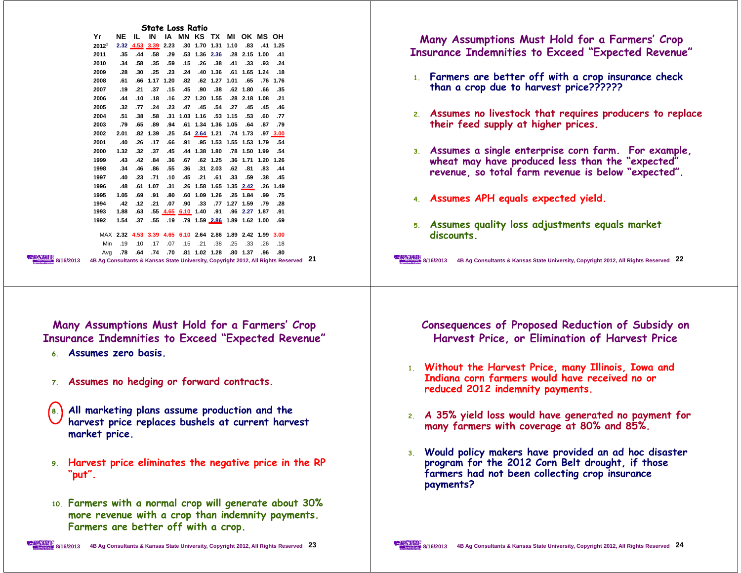## State Loss Ratio

| Yr | NE | IL | IN | IA | MN | KS | TX | MI | OK | MS | OH |
|---|---|---|---|---|---|---|---|---|---|---|---|
| 2012[1] | 2.32 | 4.53 | 3.39 | 2.23 | .30 | 1.70 | 1.31 | 1.10 | .83 | .41 | 1.25 |
| 2011 | .35 | .44 | .58 | .29 | .53 | 1.36 | 2.36 | .28 | 2.15 | 1.00 | .41 |
| 2010 | .34 | .58 | .35 | .59 | .15 | .26 | .38 | .41 | .33 | .93 | .24 |
| 2009 | .28 | .30 | .25 | .23 | .24 | .40 | 1.36 | .61 | 1.65 | 1.24 | .18 |
| 2008 | .61 | .66 | 1.17 | 1.20 | .82 | .62 | 1.27 | 1.01 | .65 | .76 | 1.76 |
| 2007 | .19 | .21 | .37 | .15 | .45 | .90 | .38 | .62 | 1.80 | .66 | .35 |
| 2006 | .44 | .10 | .18 | .16 | .27 | 1.20 | 1.55 | .28 | 2.18 | 1.08 | .21 |
| 2005 | .32 | .77 | .24 | .23 | .47 | .45 | .54 | .27 | .45 | .45 | .46 |
| 2004 | .51 | .38 | .58 | .31 | 1.03 | 1.16 | .53 | 1.15 | .53 | .60 | .77 |
| 2003 | .79 | .65 | .89 | .94 | .61 | 1.34 | 1.36 | 1.05 | .64 | .87 | .79 |
| 2002 | 2.01 | .82 | 1.39 | .25 | .54 | 2.64 | 1.21 | .74 | 1.73 | .97 | 3.00 |
| 2001 | .40 | .26 | .17 | .66 | .91 | .95 | 1.53 | 1.55 | 1.53 | 1.79 | .54 |
| 2000 | 1.32 | .32 | .37 | .45 | .44 | 1.38 | 1.80 | .78 | 1.50 | 1.99 | .54 |
| 1999 | .43 | .42 | .84 | .36 | .67 | .62 | 1.25 | .36 | 1.71 | 1.20 | 1.26 |
| 1998 | .34 | .46 | .86 | .55 | .36 | .31 | 2.03 | .62 | .81 | .83 | .44 |
| 1997 | .40 | .23 | .71 | .10 | .45 | .21 | .61 | .33 | .59 | .38 | .45 |
| 1996 | .48 | .61 | 1.07 | .31 | .26 | 1.58 | 1.65 | 1.35 | 2.42 | .26 | 1.49 |
| 1995 | 1.05 | .69 | .91 | .80 | .60 | 1.09 | 1.26 | .25 | 1.84 | .99 | .75 |
| 1994 | .42 | .12 | .21 | .07 | .90 | .33 | .77 | 1.27 | 1.59 | .79 | .28 |
| 1993 | 1.88 | .63 | .55 | 4.65 | 6.10 | 1.40 | .91 | .96 | 2.27 | 1.87 | .91 |
| 1992 | 1.54 | .37 | .55 | .19 | .79 | 1.59 | 2.86 | 1.89 | 1.62 | 1.00 | .69 |
| MAX | 2.32 | 4.53 | 3.39 | 4.65 | 6.10 | 2.64 | 2.86 | 1.89 | 2.42 | 1.99 | 3.00 |
| Min | .19 | .10 | .17 | .07 | .15 | .21 | .38 | .25 | .33 | .26 | .18 |
| Avg | .78 | .64 | .74 | .70 | .81 | 1.02 | 1.28 | .80 | 1.37 | .96 | .80 |

## Many Assumptions Must Hold for a Farmers' Crop Insurance Indemnities to Exceed "Expected Revenue"

1. Farmers are better off with a crop insurance check than a crop due to harvest price??????
2. Assumes no livestock that requires producers to replace their feed supply at higher prices.
3. Assumes a single enterprise corn farm. For example, wheat may have produced less than the "expected" revenue, so total farm revenue is below "expected".
4. Assumes APH equals expected yield.
5. Assumes quality loss adjustments equals market discounts.

## Many Assumptions Must Hold for a Farmers' Crop Insurance Indemnities to Exceed "Expected Revenue"

6. Assumes zero basis.
7. Assumes no hedging or forward contracts.
8. All marketing plans assume production and the harvest price replaces bushels at current harvest market price.
9. Harvest price eliminates the negative price in the RP "put".
10. Farmers with a normal crop will generate about 30% more revenue with a crop than indemnity payments. Farmers are better off with a crop.

## Consequences of Proposed Reduction of Subsidy on Harvest Price, or Elimination of Harvest Price

1. Without the Harvest Price, many Illinois, Iowa and Indiana corn farmers would have received no or reduced 2012 indemnity payments.
2. A 35% yield loss would have generated no payment for many farmers with coverage at 80% and 85%.
3. Would policy makers have provided an ad hoc disaster program for the 2012 Corn Belt drought, if those farmers had not been collecting crop insurance payments?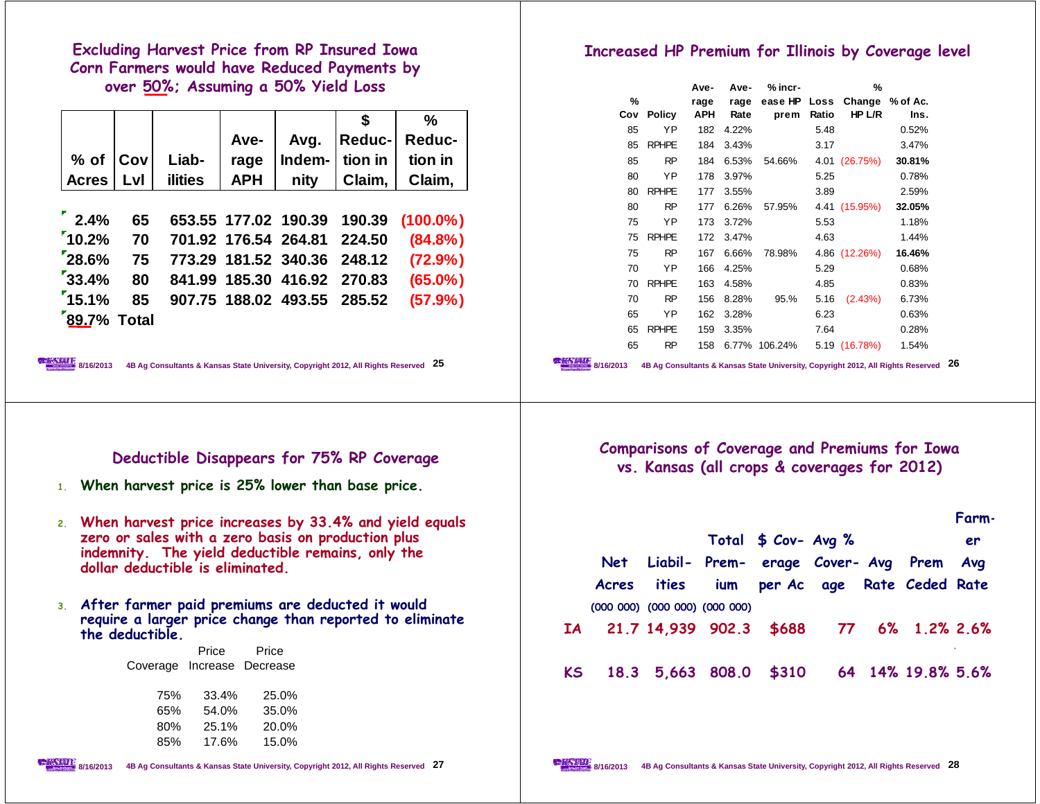## Excluding Harvest Price from RP Insured Iowa Corn Farmers would have Reduced Payments by over 50%; Assuming a 50% Yield Loss

| % of Acres | Cov Lvl | Liab-ilities | Ave-rage APH | Avg. Indem-nity | $ Reduc-tion in Claim, | % Reduc-tion in Claim, |
|---|---|---|---|---|---|---|
| 2.4% | 65 | 653.55 | 177.02 | 190.39 | 190.39 | (100.0%) |
| 10.2% | 70 | 701.92 | 176.54 | 264.81 | 224.50 | (84.8%) |
| 28.6% | 75 | 773.29 | 181.52 | 340.36 | 248.12 | (72.9%) |
| 33.4% | 80 | 841.99 | 185.30 | 416.92 | 270.83 | (65.0%) |
| 15.1% | 85 | 907.75 | 188.02 | 493.55 | 285.52 | (57.9%) |
| 89.7% | Total | | | | | |

## Increased HP Premium for Illinois by Coverage level

| % Cov | Policy | Ave-rage APH | Ave-rage Rate | % incr-ease HP prem | Loss Ratio | % Change HP L/R | % of Ac. Ins. |
|---|---|---|---|---|---|---|---|
| 85 | YP | 182 | 4.22% | | 5.48 | | 0.52% |
| 85 | RPHPE | 184 | 3.43% | | 3.17 | | 3.47% |
| 85 | RP | 184 | 6.53% | 54.66% | 4.01 | (26.75%) | **30.81%** |
| 80 | YP | 178 | 3.97% | | 5.25 | | 0.78% |
| 80 | RPHPE | 177 | 3.55% | | 3.89 | | 2.59% |
| 80 | RP | 177 | 6.26% | 57.95% | 4.41 | (15.95%) | **32.05%** |
| 75 | YP | 173 | 3.72% | | 5.53 | | 1.18% |
| 75 | RPHPE | 172 | 3.47% | | 4.63 | | 1.44% |
| 75 | RP | 167 | 6.66% | 78.98% | 4.86 | (12.26%) | **16.46%** |
| 70 | YP | 166 | 4.25% | | 5.29 | | 0.68% |
| 70 | RPHPE | 163 | 4.58% | | 4.85 | | 0.83% |
| 70 | RP | 156 | 8.28% | 95.% | 5.16 | (2.43%) | 6.73% |
| 65 | YP | 162 | 3.28% | | 6.23 | | 0.63% |
| 65 | RPHPE | 159 | 3.35% | | 7.64 | | 0.28% |
| 65 | RP | 158 | 6.77% | 106.24% | 5.19 | (16.78%) | 1.54% |

## Deductible Disappears for 75% RP Coverage

1. When harvest price is 25% lower than base price.
2. When harvest price increases by 33.4% and yield equals zero or sales with a zero basis on production plus indemnity. The yield deductible remains, only the dollar deductible is eliminated.
3. After farmer paid premiums are deducted it would require a larger price change than reported to eliminate the deductible.

| Coverage | Price Increase | Price Decrease |
|---|---|---|
| 75% | 33.4% | 25.0% |
| 65% | 54.0% | 35.0% |
| 80% | 25.1% | 20.0% |
| 85% | 17.6% | 15.0% |

## Comparisons of Coverage and Premiums for Iowa vs. Kansas (all crops & coverages for 2012)

| | Net Acres (000 000) | Liabil-ities (000 000) | Total Prem-ium (000 000) | $ Cov-erage per Ac | Avg % Cover-age | Avg Rate | Prem Ceded | Farm-er Avg Rate |
|---|---|---|---|---|---|---|---|---|
| IA | 21.7 | 14,939 | 902.3 | $688 | 77 | 6% | 1.2% | 2.6% |
| KS | 18.3 | 5,663 | 808.0 | $310 | 64 | 14% | 19.8% | 5.6% |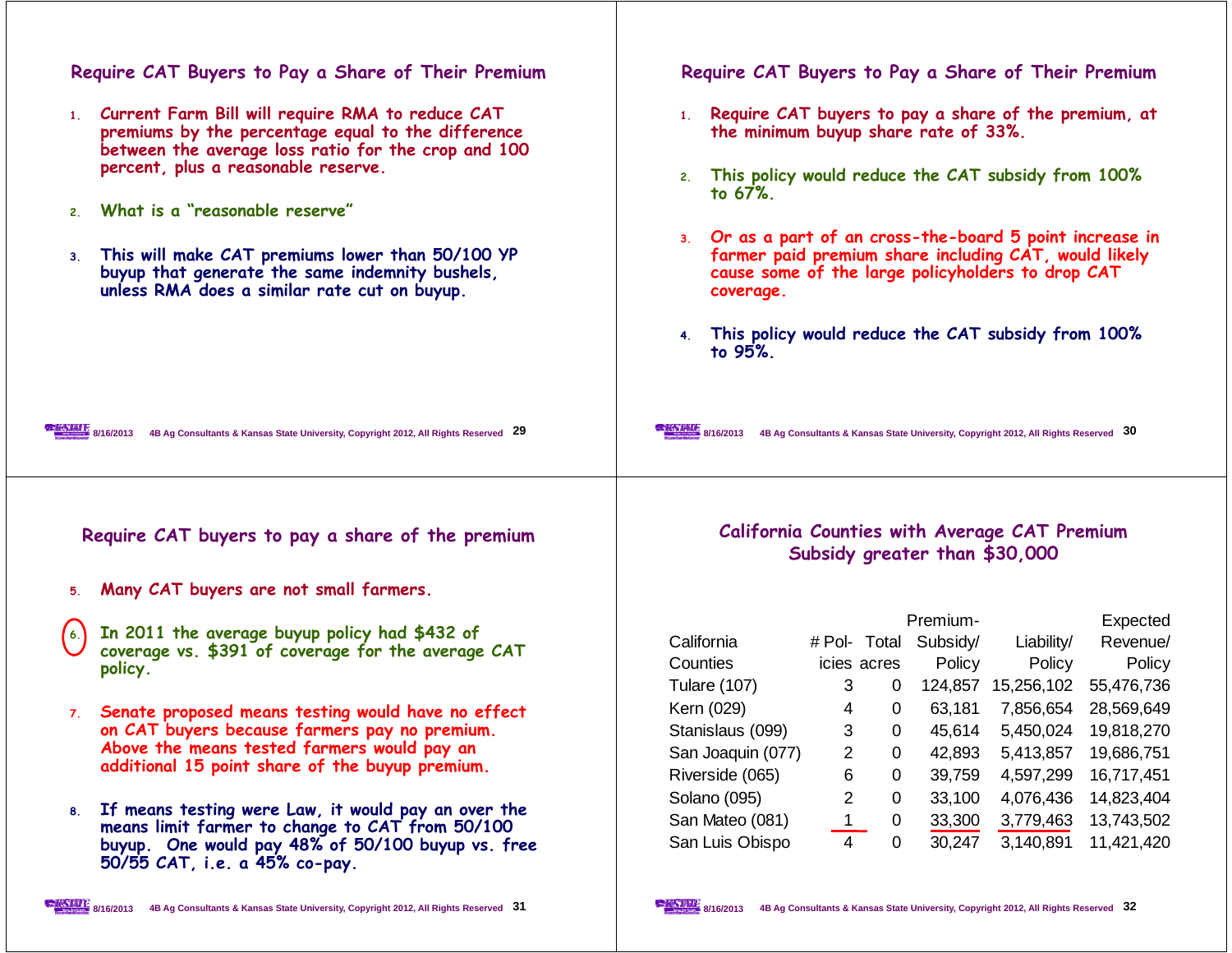## Require CAT Buyers to Pay a Share of Their Premium

1. Current Farm Bill will require RMA to reduce CAT premiums by the percentage equal to the difference between the average loss ratio for the crop and 100 percent, plus a reasonable reserve.
2. What is a "reasonable reserve"
3. This will make CAT premiums lower than 50/100 YP buyup that generate the same indemnity bushels, unless RMA does a similar rate cut on buyup.

## Require CAT Buyers to Pay a Share of Their Premium

1. Require CAT buyers to pay a share of the premium, at the minimum buyup share rate of 33%.
2. This policy would reduce the CAT subsidy from 100% to 67%.
3. Or as a part of an cross-the-board 5 point increase in farmer paid premium share including CAT, would likely cause some of the large policyholders to drop CAT coverage.
4. This policy would reduce the CAT subsidy from 100% to 95%.

## Require CAT buyers to pay a share of the premium

5. Many CAT buyers are not small farmers.
6. In 2011 the average buyup policy had \$432 of coverage vs. \$391 of coverage for the average CAT policy.
7. Senate proposed means testing would have no effect on CAT buyers because farmers pay no premium. Above the means tested farmers would pay an additional 15 point share of the buyup premium.
8. If means testing were Law, it would pay an over the means limit farmer to change to CAT from 50/100 buyup. One would pay 48% of 50/100 buyup vs. free 50/55 CAT, i.e. a 45% co-pay.

## California Counties with Average CAT Premium Subsidy greater than \$30,000

| California Counties | # Policies | Total acres | Premium-Subsidy/ Policy | Liability/ Policy | Expected Revenue/ Policy |
|---|---|---|---|---|---|
| Tulare (107) | 3 | 0 | 124,857 | 15,256,102 | 55,476,736 |
| Kern (029) | 4 | 0 | 63,181 | 7,856,654 | 28,569,649 |
| Stanislaus (099) | 3 | 0 | 45,614 | 5,450,024 | 19,818,270 |
| San Joaquin (077) | 2 | 0 | 42,893 | 5,413,857 | 19,686,751 |
| Riverside (065) | 6 | 0 | 39,759 | 4,597,299 | 16,717,451 |
| Solano (095) | 2 | 0 | 33,100 | 4,076,436 | 14,823,404 |
| San Mateo (081) | 1 | 0 | 33,300 | 3,779,463 | 13,743,502 |
| San Luis Obispo | 4 | 0 | 30,247 | 3,140,891 | 11,421,420 |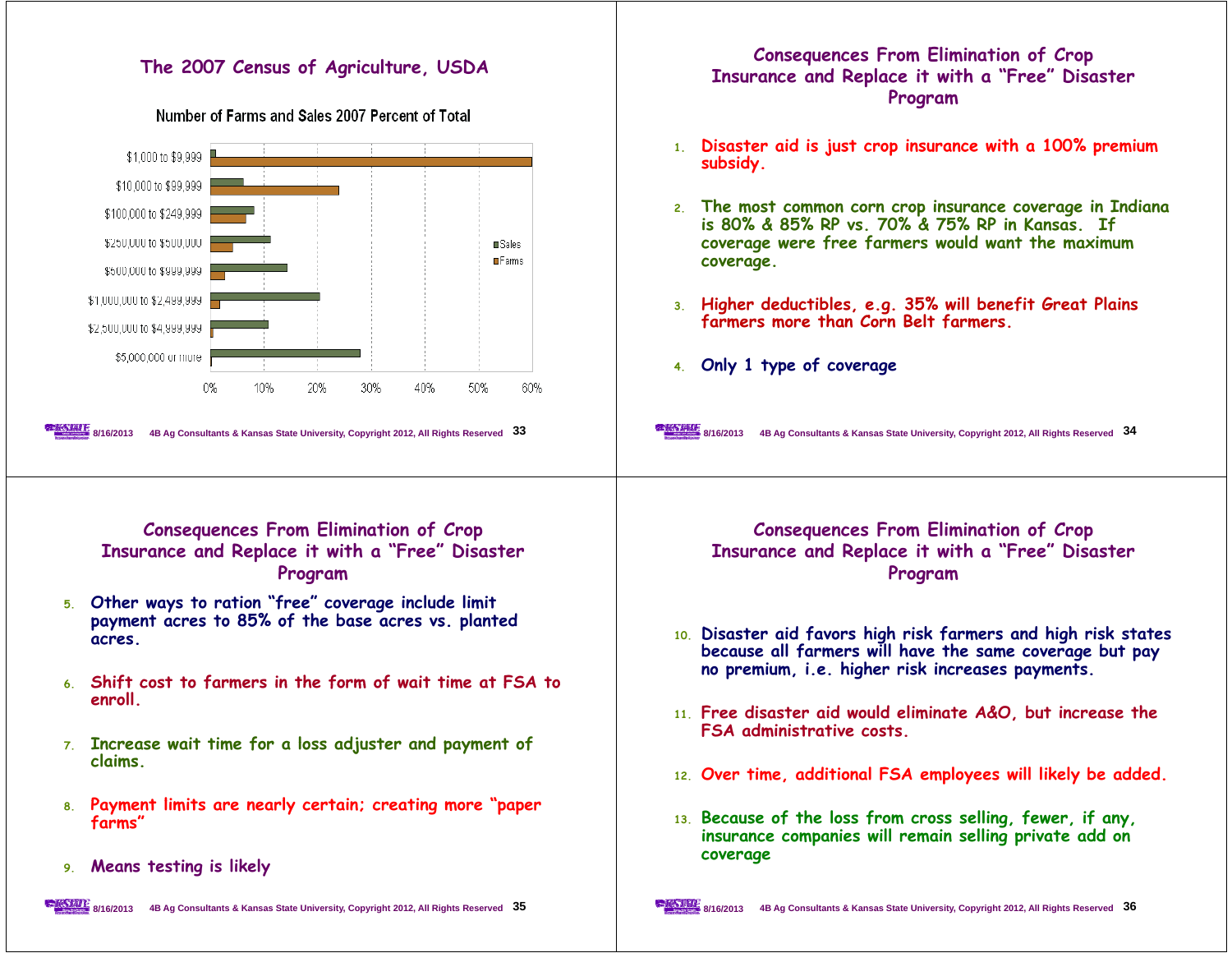## The 2007 Census of Agriculture, USDA

Number of Farms and Sales 2007 Percent of Total

| Sales class | Sales | Farms |
|---|---|---|
| $1,000 to $9,999 | ~1% | ~60% |
| $10,000 to $99,999 | ~6% | ~24% |
| $100,000 to $249,999 | ~8% | ~6.5% |
| $250,000 to $500,000 | ~11% | ~4% |
| $500,000 to $999,999 | ~14% | ~2.5% |
| $1,000,000 to $2,499,999 | ~20% | ~1.5% |
| $2,500,000 to $4,999,999 | ~11% | ~0.5% |
| $5,000,000 or more | ~28% | ~0.2% |

## Consequences From Elimination of Crop Insurance and Replace it with a "Free" Disaster Program

1. Disaster aid is just crop insurance with a 100% premium subsidy.
2. The most common corn crop insurance coverage in Indiana is 80% & 85% RP vs. 70% & 75% RP in Kansas. If coverage were free farmers would want the maximum coverage.
3. Higher deductibles, e.g. 35% will benefit Great Plains farmers more than Corn Belt farmers.
4. Only 1 type of coverage

## Consequences From Elimination of Crop Insurance and Replace it with a "Free" Disaster Program

5. Other ways to ration "free" coverage include limit payment acres to 85% of the base acres vs. planted acres.
6. Shift cost to farmers in the form of wait time at FSA to enroll.
7. Increase wait time for a loss adjuster and payment of claims.
8. Payment limits are nearly certain; creating more "paper farms"
9. Means testing is likely

## Consequences From Elimination of Crop Insurance and Replace it with a "Free" Disaster Program

10. Disaster aid favors high risk farmers and high risk states because all farmers will have the same coverage but pay no premium, i.e. higher risk increases payments.
11. Free disaster aid would eliminate A&O, but increase the FSA administrative costs.
12. Over time, additional FSA employees will likely be added.
13. Because of the loss from cross selling, fewer, if any, insurance companies will remain selling private add on coverage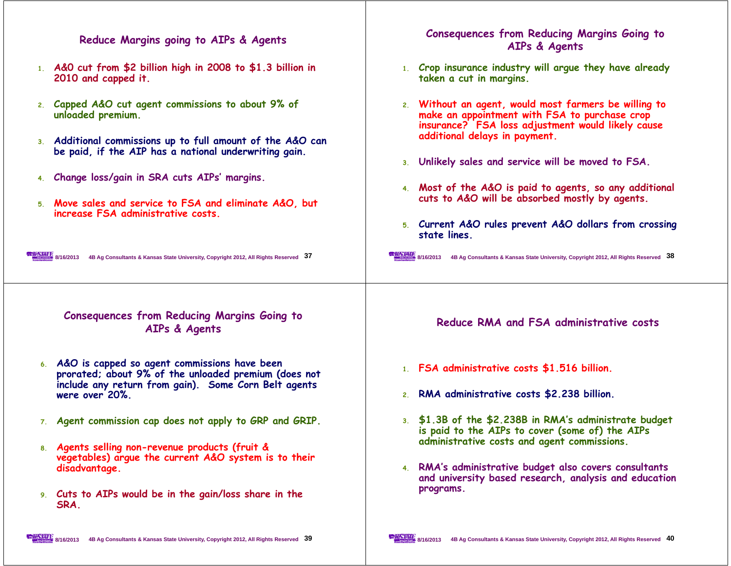## Reduce Margins going to AIPs & Agents

1. A&O cut from $2 billion high in 2008 to $1.3 billion in 2010 and capped it.
2. Capped A&O cut agent commissions to about 9% of unloaded premium.
3. Additional commissions up to full amount of the A&O can be paid, if the AIP has a national underwriting gain.
4. Change loss/gain in SRA cuts AIPs' margins.
5. Move sales and service to FSA and eliminate A&O, but increase FSA administrative costs.

## Consequences from Reducing Margins Going to AIPs & Agents

1. Crop insurance industry will argue they have already taken a cut in margins.
2. Without an agent, would most farmers be willing to make an appointment with FSA to purchase crop insurance? FSA loss adjustment would likely cause additional delays in payment.
3. Unlikely sales and service will be moved to FSA.
4. Most of the A&O is paid to agents, so any additional cuts to A&O will be absorbed mostly by agents.
5. Current A&O rules prevent A&O dollars from crossing state lines.

## Consequences from Reducing Margins Going to AIPs & Agents

6. A&O is capped so agent commissions have been prorated; about 9% of the unloaded premium (does not include any return from gain). Some Corn Belt agents were over 20%.
7. Agent commission cap does not apply to GRP and GRIP.
8. Agents selling non-revenue products (fruit & vegetables) argue the current A&O system is to their disadvantage.
9. Cuts to AIPs would be in the gain/loss share in the SRA.

## Reduce RMA and FSA administrative costs

1. FSA administrative costs $1.516 billion.
2. RMA administrative costs $2.238 billion.
3. $1.3B of the $2.238B in RMA's administrate budget is paid to the AIPs to cover (some of) the AIPs administrative costs and agent commissions.
4. RMA's administrative budget also covers consultants and university based research, analysis and education programs.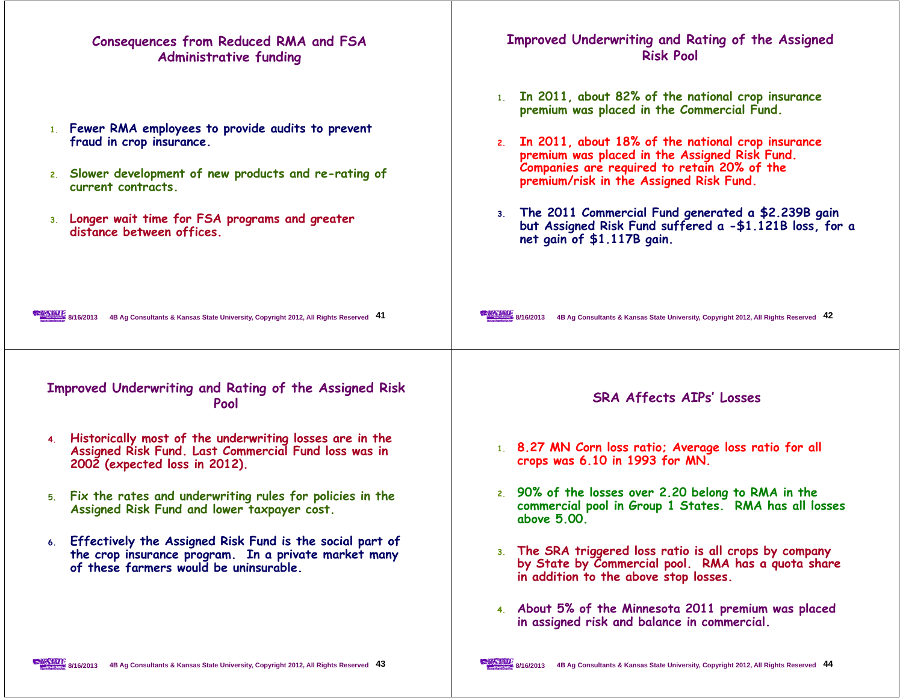## Consequences from Reduced RMA and FSA Administrative funding

1. Fewer RMA employees to provide audits to prevent fraud in crop insurance.
2. Slower development of new products and re-rating of current contracts.
3. Longer wait time for FSA programs and greater distance between offices.

## Improved Underwriting and Rating of the Assigned Risk Pool

1. In 2011, about 82% of the national crop insurance premium was placed in the Commercial Fund.
2. In 2011, about 18% of the national crop insurance premium was placed in the Assigned Risk Fund. Companies are required to retain 20% of the premium/risk in the Assigned Risk Fund.
3. The 2011 Commercial Fund generated a $2.239B gain but Assigned Risk Fund suffered a -$1.121B loss, for a net gain of $1.117B gain.

## Improved Underwriting and Rating of the Assigned Risk Pool

4. Historically most of the underwriting losses are in the Assigned Risk Fund. Last Commercial Fund loss was in 2002 (expected loss in 2012).
5. Fix the rates and underwriting rules for policies in the Assigned Risk Fund and lower taxpayer cost.
6. Effectively the Assigned Risk Fund is the social part of the crop insurance program. In a private market many of these farmers would be uninsurable.

## SRA Affects AIPs' Losses

1. 8.27 MN Corn loss ratio; Average loss ratio for all crops was 6.10 in 1993 for MN.
2. 90% of the losses over 2.20 belong to RMA in the commercial pool in Group 1 States. RMA has all losses above 5.00.
3. The SRA triggered loss ratio is all crops by company by State by Commercial pool. RMA has a quota share in addition to the above stop losses.
4. About 5% of the Minnesota 2011 premium was placed in assigned risk and balance in commercial.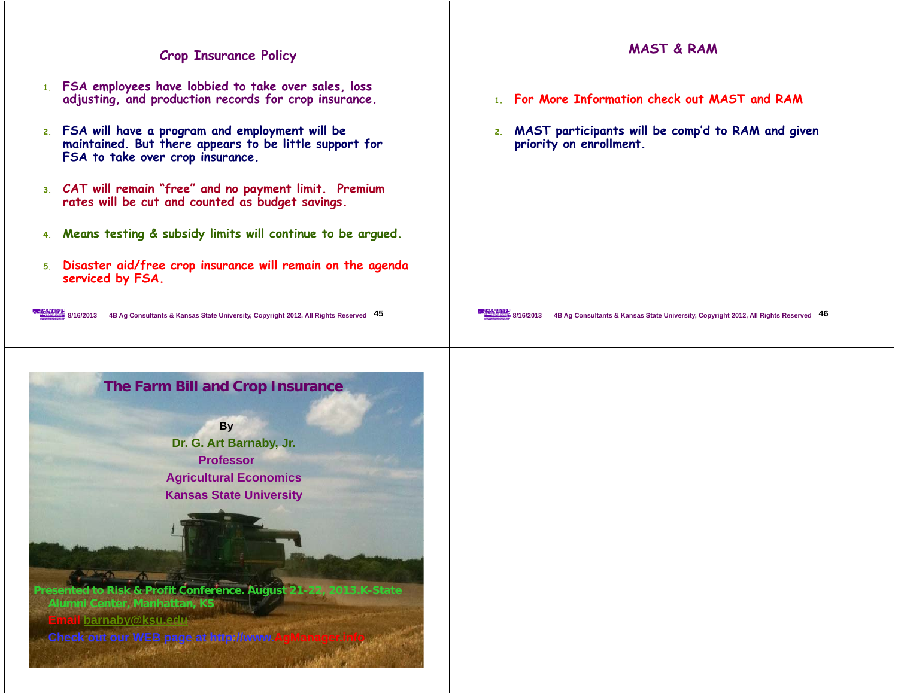## Crop Insurance Policy

1. FSA employees have lobbied to take over sales, loss adjusting, and production records for crop insurance.
2. FSA will have a program and employment will be maintained. But there appears to be little support for FSA to take over crop insurance.
3. CAT will remain "free" and no payment limit. Premium rates will be cut and counted as budget savings.
4. Means testing & subsidy limits will continue to be argued.
5. Disaster aid/free crop insurance will remain on the agenda serviced by FSA.

8/16/2013 4B Ag Consultants & Kansas State University, Copyright 2012, All Rights Reserved

## MAST & RAM

1. For More Information check out MAST and RAM
2. MAST participants will be comp'd to RAM and given priority on enrollment.

8/16/2013 4B Ag Consultants & Kansas State University, Copyright 2012, All Rights Reserved

## The Farm Bill and Crop Insurance

By

Dr. G. Art Barnaby, Jr.

Professor

Agricultural Economics

Kansas State University

Presented to Risk & Profit Conference. August 21-22, 2013.K-State Alumni Center, Manhattan, KS

Email barnaby@ksu.edu

Check out our WEB page at http://www.AgManager.info